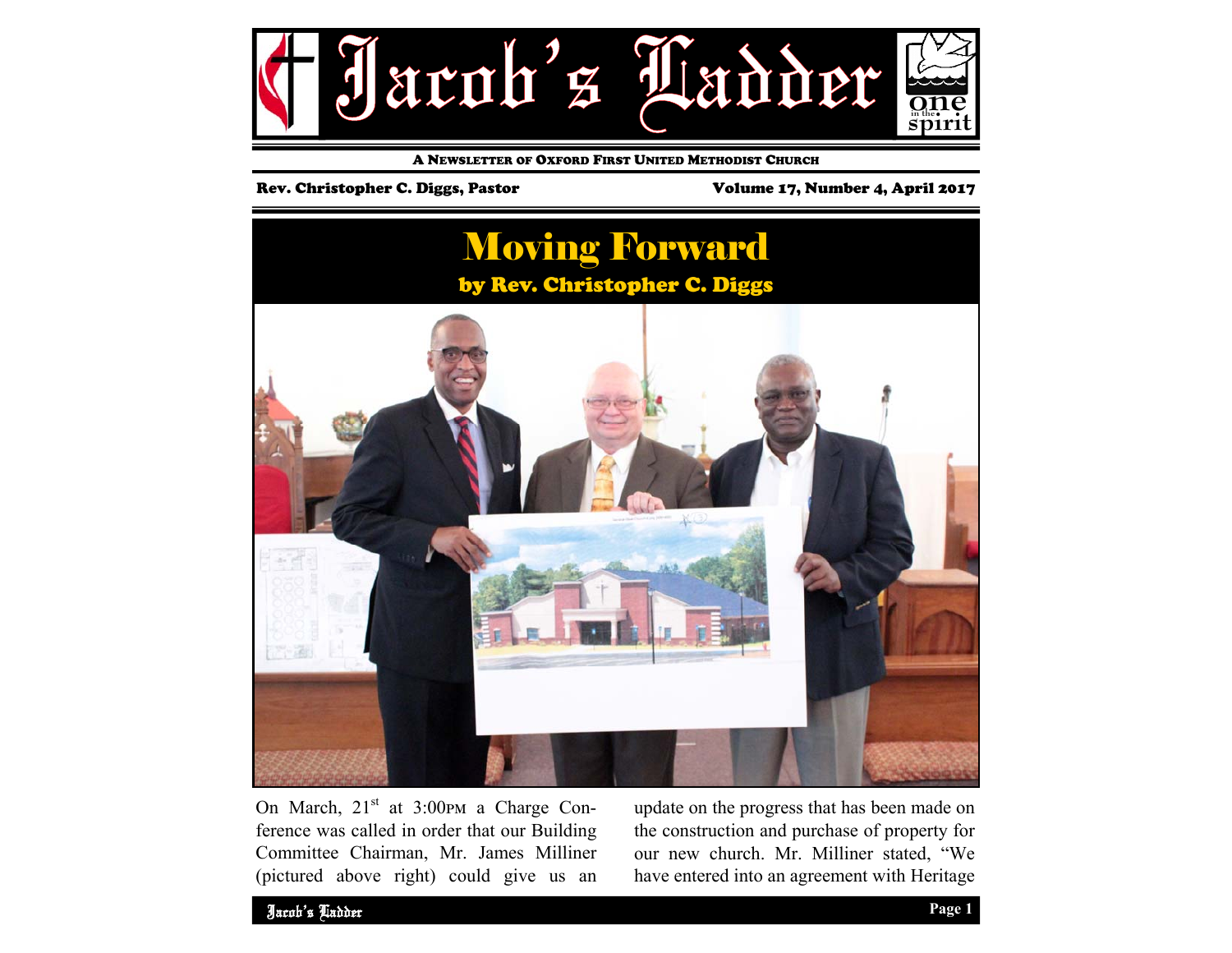# Jacob's Ladder

A Newsletter of Oxford First United Methodist Church

Rev. Christopher C. Diggs, Pastor

Volume 17, Number 4, April 2017

## Moving Forward

### by Rev. Christopher C. Diggs

On March, 21st at 3:00PM a Charge Conference was called in order that our Building Committee Chairman, Mr. James Milliner (pictured above right) could give us an update on the progress that has been made on the construction and purchase of property for our new church. Mr. Milliner stated, "We have entered into an agreement with Heritage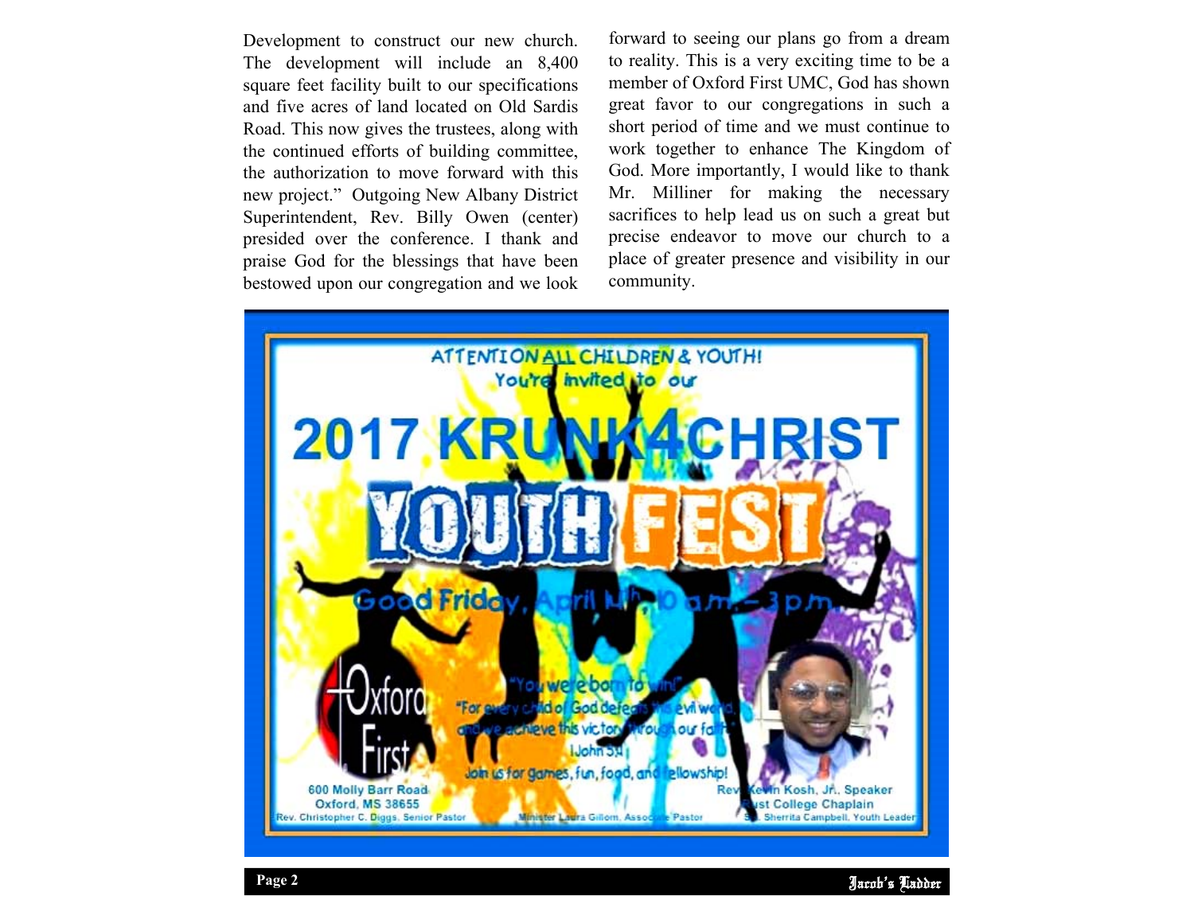Development to construct our new church. The development will include an 8,400 square feet facility built to our specifications and five acres of land located on Old Sardis Road. This now gives the trustees, along with the continued efforts of building committee, the authorization to move forward with this new project." Outgoing New Albany District Superintendent, Rev. Billy Owen (center) presided over the conference. I thank and praise God for the blessings that have been bestowed upon our congregation and we look forward to seeing our plans go from a dream to reality. This is a very exciting time to be a member of Oxford First UMC, God has shown great favor to our congregations in such a short period of time and we must continue to work together to enhance The Kingdom of God. More importantly, I would like to thank Mr. Milliner for making the necessary sacrifices to help lead us on such a great but precise endeavor to move our church to a place of greater presence and visibility in our community.

ATTENTION ALL CHILDREN & YOUTH!
You're invited to our

2017 KRUNK4CHRIST YOUTH FEST

Good Friday, April 14th, 10 a.m.–3 p.m.

"You were born to win!"
"For every child of God defeats this evil world, and we achieve this victory through our faith."
I John 5:4

Join us for games, fun, food, and fellowship!

Oxford First
600 Molly Barr Road
Oxford, MS 38655

Rev. Kevin Kosh, Jr., Speaker
Rust College Chaplain

Rev. Christopher C. Diggs, Senior Pastor
Minister Laura Gillom, Associate Pastor
Sis. Sherrita Campbell, Youth Leader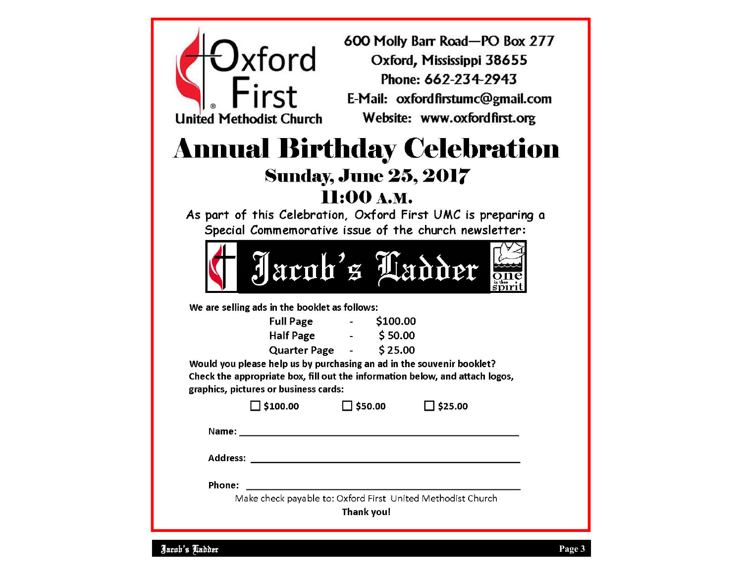**Oxford First United Methodist Church**

600 Molly Barr Road—PO Box 277
Oxford, Mississippi 38655
Phone: 662-234-2943
E-Mail: oxfordfirstumc@gmail.com
Website: www.oxfordfirst.org

# Annual Birthday Celebration

## Sunday, June 25, 2017

## 11:00 A.M.

As part of this Celebration, Oxford First UMC is preparing a Special Commemorative issue of the church newsletter:

**Jacob's Ladder**

one in the spirit

We are selling ads in the booklet as follows:

| | | |
|---|---|---|
| Full Page | - | $100.00 |
| Half Page | - | $ 50.00 |
| Quarter Page | - | $ 25.00 |

Would you please help us by purchasing an ad in the souvenir booklet? Check the appropriate box, fill out the information below, and attach logos, graphics, pictures or business cards:

☐ $100.00 ☐ $50.00 ☐ $25.00

Name: ______________________________

Address: ______________________________

Phone: ______________________________

Make check payable to: Oxford First United Methodist Church

**Thank you!**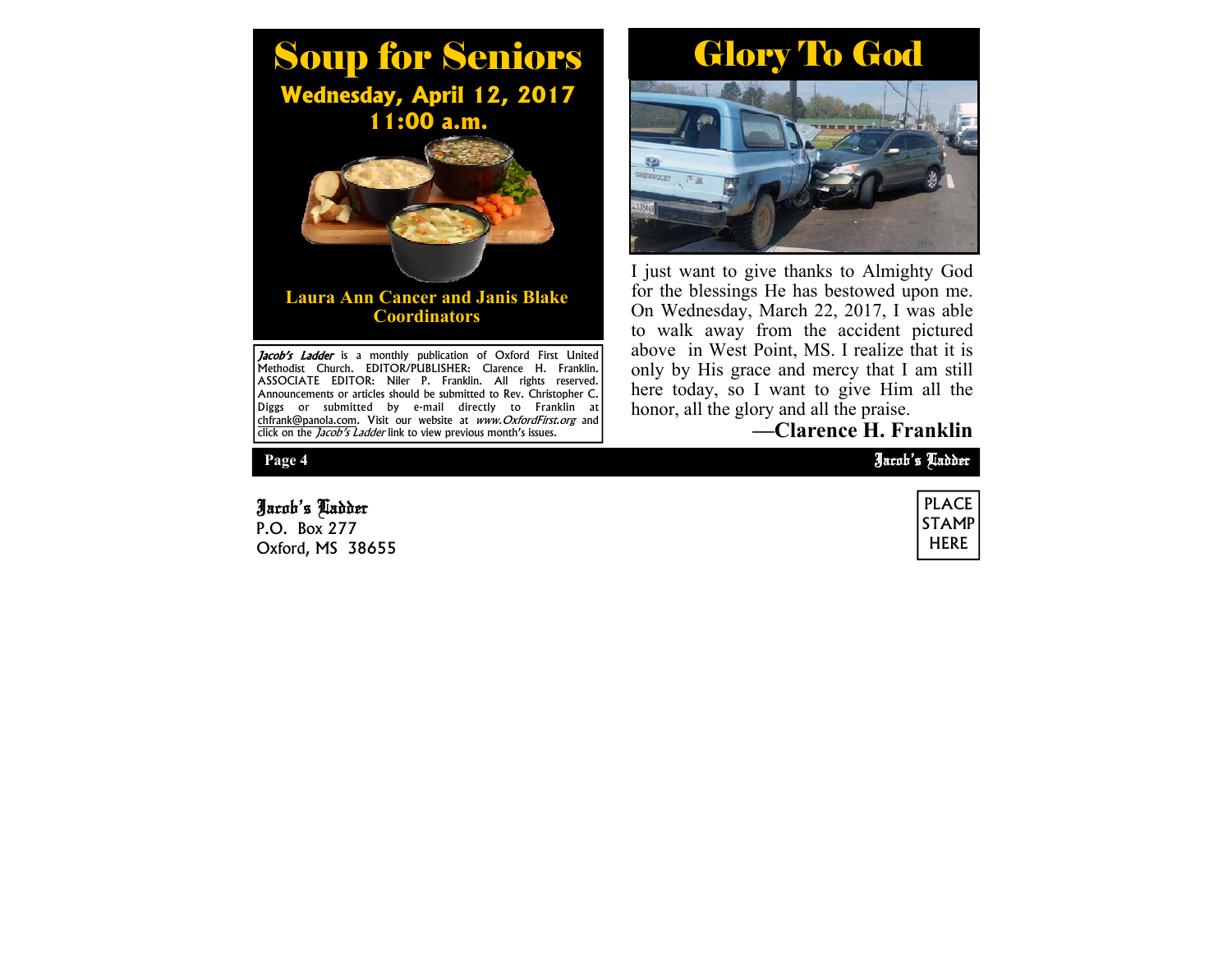# Soup for Seniors

**Wednesday, April 12, 2017**
**11:00 a.m.**

**Laura Ann Cancer and Janis Blake**
**Coordinators**

*Jacob's Ladder* is a monthly publication of Oxford First United Methodist Church. EDITOR/PUBLISHER: Clarence H. Franklin. ASSOCIATE EDITOR: Niler P. Franklin. All rights reserved. Announcements or articles should be submitted to Rev. Christopher C. Diggs or submitted by e-mail directly to Franklin at chfrank@panola.com. Visit our website at *www.OxfordFirst.org* and click on the *Jacob's Ladder* link to view previous month's issues.

# Glory To God

I just want to give thanks to Almighty God for the blessings He has bestowed upon me. On Wednesday, March 22, 2017, I was able to walk away from the accident pictured above in West Point, MS. I realize that it is only by His grace and mercy that I am still here today, so I want to give Him all the honor, all the glory and all the praise.

**—Clarence H. Franklin**

Jacob's Ladder
P.O. Box 277
Oxford, MS 38655

PLACE
STAMP
HERE